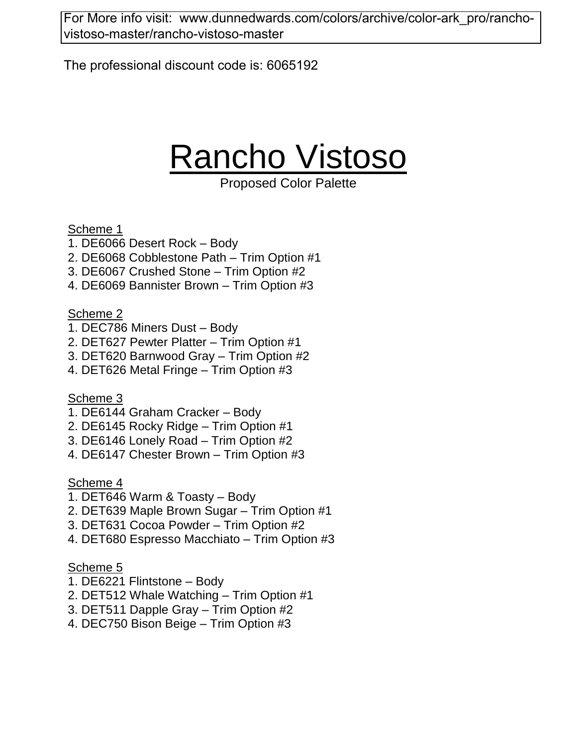For More info visit: www.dunnedwards.com/colors/archive/color-ark_pro/rancho-vistoso-master/rancho-vistoso-master

The professional discount code is: 6065192

# Rancho Vistoso

Proposed Color Palette

Scheme 1

1. DE6066 Desert Rock – Body
2. DE6068 Cobblestone Path – Trim Option #1
3. DE6067 Crushed Stone – Trim Option #2
4. DE6069 Bannister Brown – Trim Option #3

Scheme 2

1. DEC786 Miners Dust – Body
2. DET627 Pewter Platter – Trim Option #1
3. DET620 Barnwood Gray – Trim Option #2
4. DET626 Metal Fringe – Trim Option #3

Scheme 3

1. DE6144 Graham Cracker – Body
2. DE6145 Rocky Ridge – Trim Option #1
3. DE6146 Lonely Road – Trim Option #2
4. DE6147 Chester Brown – Trim Option #3

Scheme 4

1. DET646 Warm & Toasty – Body
2. DET639 Maple Brown Sugar – Trim Option #1
3. DET631 Cocoa Powder – Trim Option #2
4. DET680 Espresso Macchiato – Trim Option #3

Scheme 5

1. DE6221 Flintstone – Body
2. DET512 Whale Watching – Trim Option #1
3. DET511 Dapple Gray – Trim Option #2
4. DEC750 Bison Beige – Trim Option #3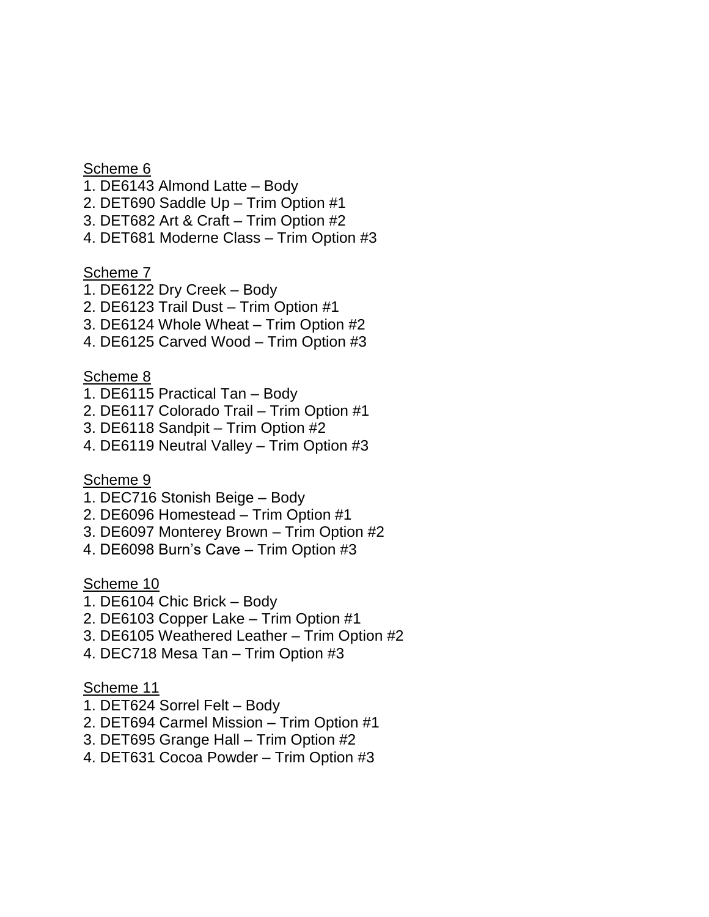Scheme 6

1. DE6143 Almond Latte – Body
2. DET690 Saddle Up – Trim Option #1
3. DET682 Art & Craft – Trim Option #2
4. DET681 Moderne Class – Trim Option #3

Scheme 7

1. DE6122 Dry Creek – Body
2. DE6123 Trail Dust – Trim Option #1
3. DE6124 Whole Wheat – Trim Option #2
4. DE6125 Carved Wood – Trim Option #3

Scheme 8

1. DE6115 Practical Tan – Body
2. DE6117 Colorado Trail – Trim Option #1
3. DE6118 Sandpit – Trim Option #2
4. DE6119 Neutral Valley – Trim Option #3

Scheme 9

1. DEC716 Stonish Beige – Body
2. DE6096 Homestead – Trim Option #1
3. DE6097 Monterey Brown – Trim Option #2
4. DE6098 Burn's Cave – Trim Option #3

Scheme 10

1. DE6104 Chic Brick – Body
2. DE6103 Copper Lake – Trim Option #1
3. DE6105 Weathered Leather – Trim Option #2
4. DEC718 Mesa Tan – Trim Option #3

Scheme 11

1. DET624 Sorrel Felt – Body
2. DET694 Carmel Mission – Trim Option #1
3. DET695 Grange Hall – Trim Option #2
4. DET631 Cocoa Powder – Trim Option #3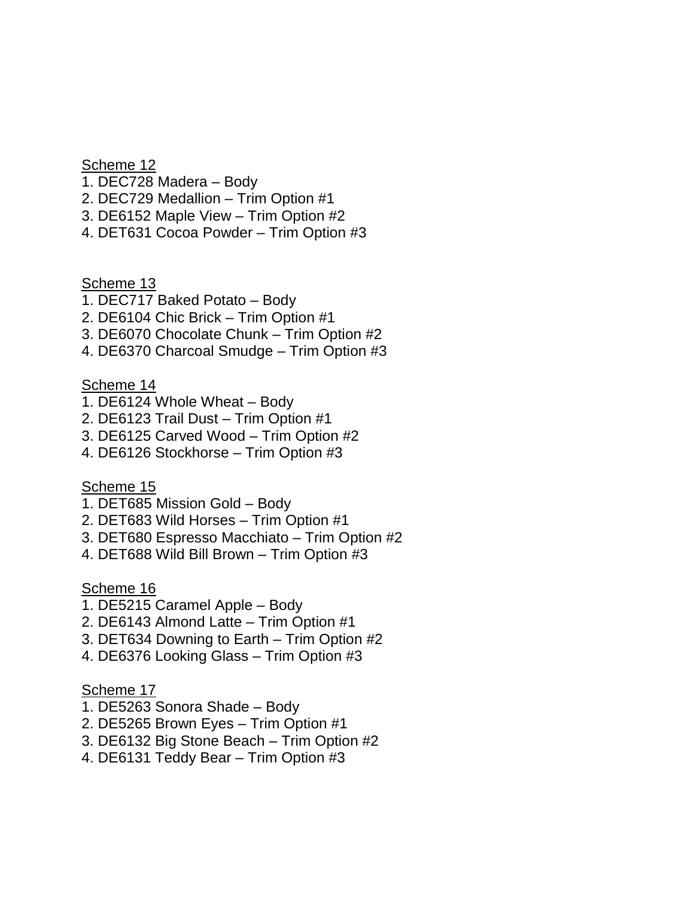<u>Scheme 12</u>

1. DEC728 Madera – Body
2. DEC729 Medallion – Trim Option #1
3. DE6152 Maple View – Trim Option #2
4. DET631 Cocoa Powder – Trim Option #3

<u>Scheme 13</u>

1. DEC717 Baked Potato – Body
2. DE6104 Chic Brick – Trim Option #1
3. DE6070 Chocolate Chunk – Trim Option #2
4. DE6370 Charcoal Smudge – Trim Option #3

<u>Scheme 14</u>

1. DE6124 Whole Wheat – Body
2. DE6123 Trail Dust – Trim Option #1
3. DE6125 Carved Wood – Trim Option #2
4. DE6126 Stockhorse – Trim Option #3

<u>Scheme 15</u>

1. DET685 Mission Gold – Body
2. DET683 Wild Horses – Trim Option #1
3. DET680 Espresso Macchiato – Trim Option #2
4. DET688 Wild Bill Brown – Trim Option #3

<u>Scheme 16</u>

1. DE5215 Caramel Apple – Body
2. DE6143 Almond Latte – Trim Option #1
3. DET634 Downing to Earth – Trim Option #2
4. DE6376 Looking Glass – Trim Option #3

<u>Scheme 17</u>

1. DE5263 Sonora Shade – Body
2. DE5265 Brown Eyes – Trim Option #1
3. DE6132 Big Stone Beach – Trim Option #2
4. DE6131 Teddy Bear – Trim Option #3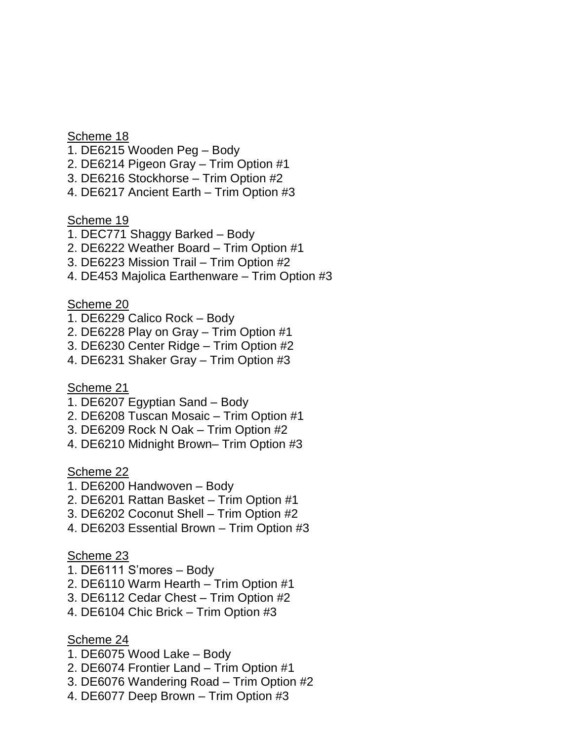Scheme 18

1. DE6215 Wooden Peg – Body
2. DE6214 Pigeon Gray – Trim Option #1
3. DE6216 Stockhorse – Trim Option #2
4. DE6217 Ancient Earth – Trim Option #3

Scheme 19

1. DEC771 Shaggy Barked – Body
2. DE6222 Weather Board – Trim Option #1
3. DE6223 Mission Trail – Trim Option #2
4. DE453 Majolica Earthenware – Trim Option #3

Scheme 20

1. DE6229 Calico Rock – Body
2. DE6228 Play on Gray – Trim Option #1
3. DE6230 Center Ridge – Trim Option #2
4. DE6231 Shaker Gray – Trim Option #3

Scheme 21

1. DE6207 Egyptian Sand – Body
2. DE6208 Tuscan Mosaic – Trim Option #1
3. DE6209 Rock N Oak – Trim Option #2
4. DE6210 Midnight Brown– Trim Option #3

Scheme 22

1. DE6200 Handwoven – Body
2. DE6201 Rattan Basket – Trim Option #1
3. DE6202 Coconut Shell – Trim Option #2
4. DE6203 Essential Brown – Trim Option #3

Scheme 23

1. DE6111 S'mores – Body
2. DE6110 Warm Hearth – Trim Option #1
3. DE6112 Cedar Chest – Trim Option #2
4. DE6104 Chic Brick – Trim Option #3

Scheme 24

1. DE6075 Wood Lake – Body
2. DE6074 Frontier Land – Trim Option #1
3. DE6076 Wandering Road – Trim Option #2
4. DE6077 Deep Brown – Trim Option #3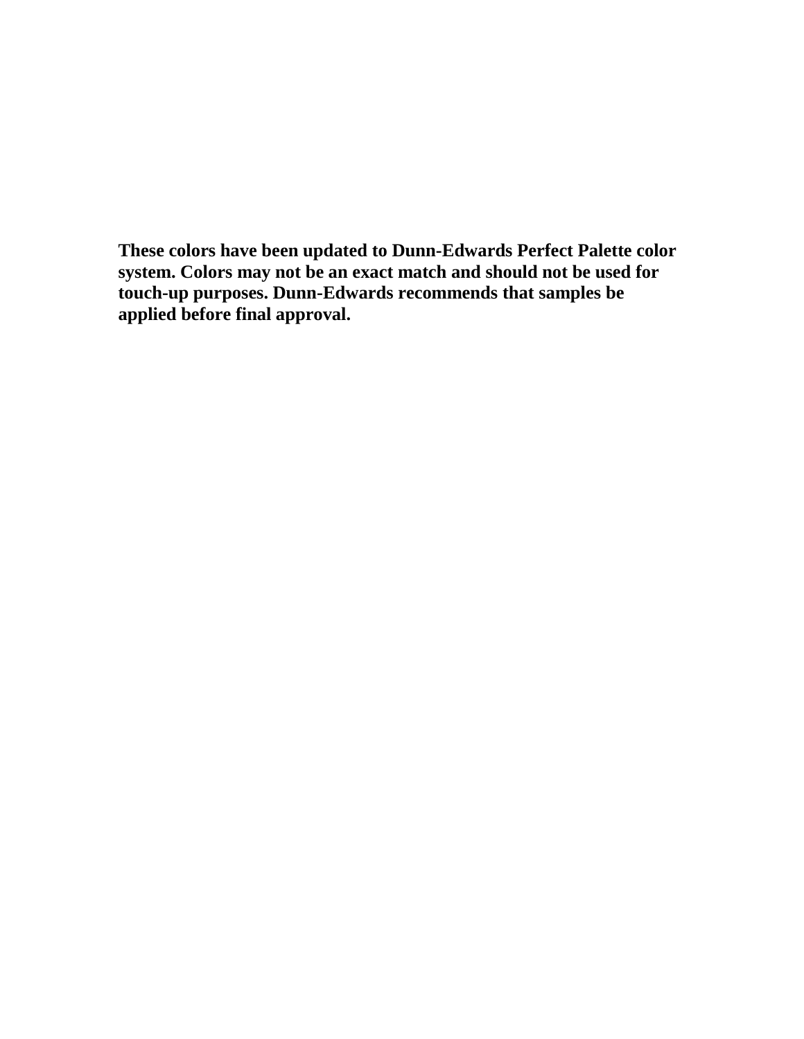**These colors have been updated to Dunn-Edwards Perfect Palette color system. Colors may not be an exact match and should not be used for touch-up purposes. Dunn-Edwards recommends that samples be applied before final approval.**